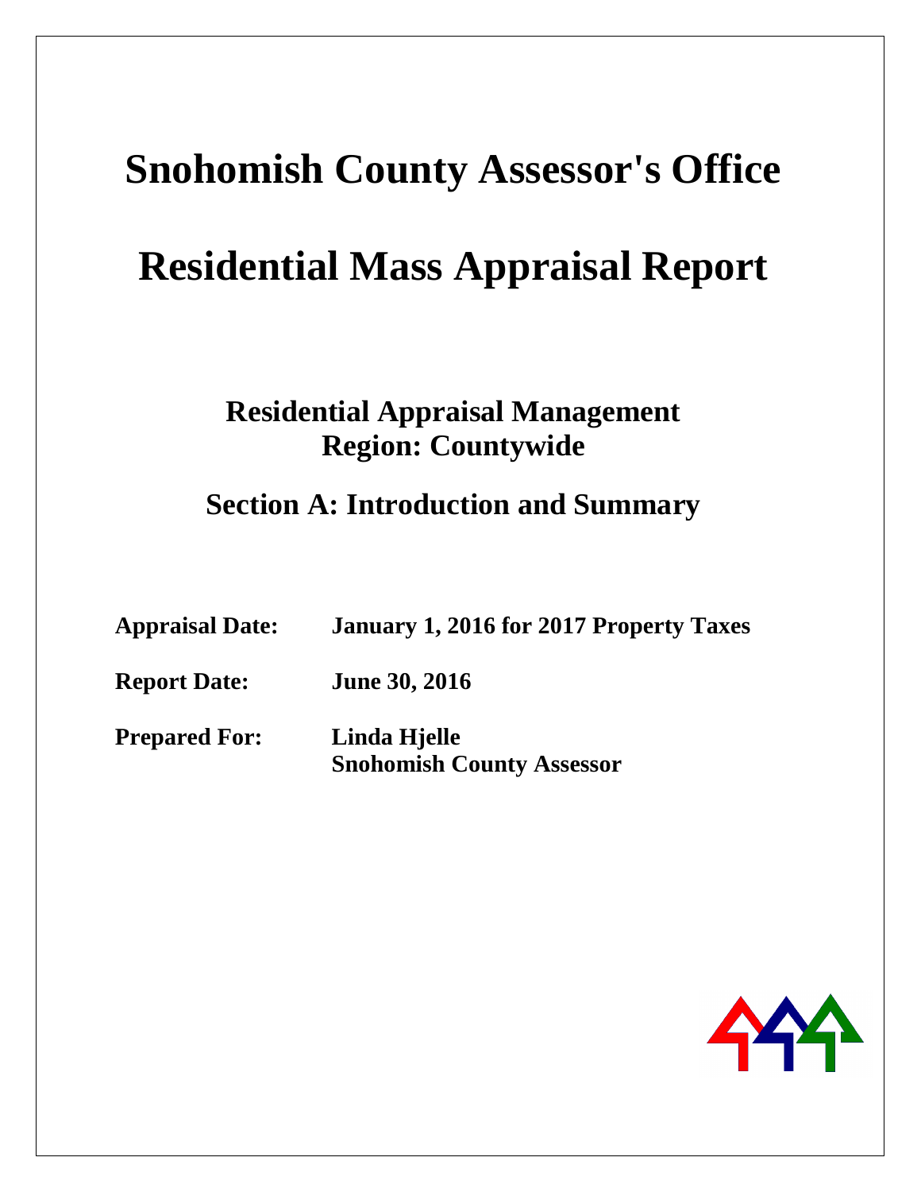# Snohomish County Assessor's Office

# Residential Mass Appraisal Report

## Residential Appraisal Management
## Region: Countywide

## Section A: Introduction and Summary

**Appraisal Date:** **January 1, 2016 for 2017 Property Taxes**

**Report Date:** **June 30, 2016**

**Prepared For:** **Linda Hjelle**
**Snohomish County Assessor**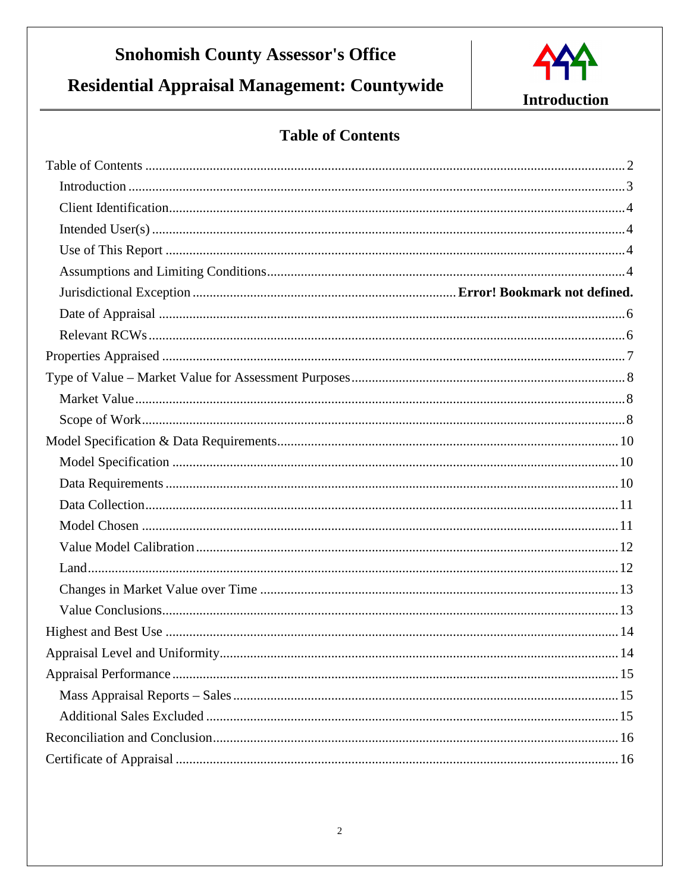## Table of Contents

- Table of Contents ..... 2
  - Introduction ..... 3
  - Client Identification ..... 4
  - Intended User(s) ..... 4
  - Use of This Report ..... 4
  - Assumptions and Limiting Conditions ..... 4
  - Jurisdictional Exception ..... **Error! Bookmark not defined.**
  - Date of Appraisal ..... 6
  - Relevant RCWs ..... 6
- Properties Appraised ..... 7
- Type of Value – Market Value for Assessment Purposes ..... 8
  - Market Value ..... 8
  - Scope of Work ..... 8
- Model Specification & Data Requirements ..... 10
  - Model Specification ..... 10
  - Data Requirements ..... 10
  - Data Collection ..... 11
  - Model Chosen ..... 11
  - Value Model Calibration ..... 12
  - Land ..... 12
  - Changes in Market Value over Time ..... 13
  - Value Conclusions ..... 13
- Highest and Best Use ..... 14
- Appraisal Level and Uniformity ..... 14
- Appraisal Performance ..... 15
  - Mass Appraisal Reports – Sales ..... 15
  - Additional Sales Excluded ..... 15
- Reconciliation and Conclusion ..... 16
- Certificate of Appraisal ..... 16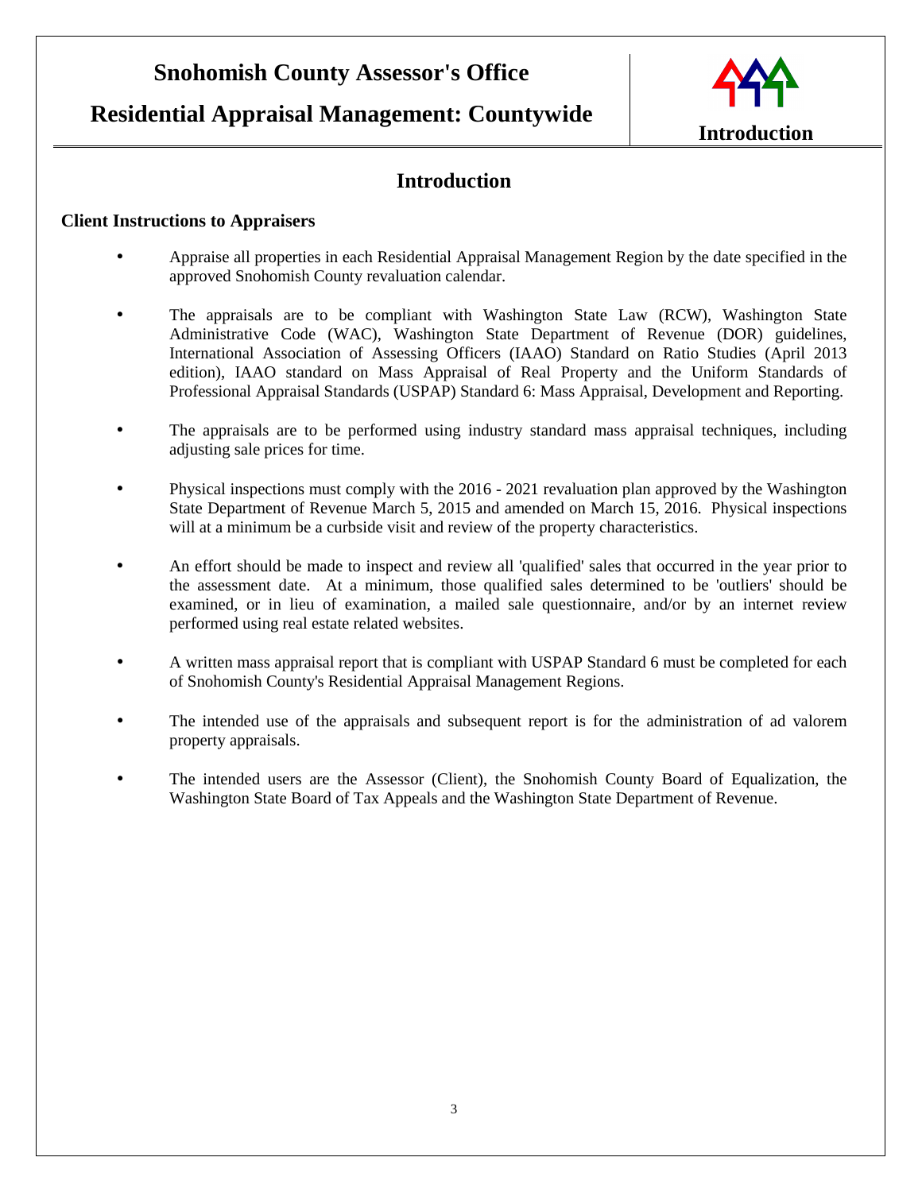# Introduction

### Client Instructions to Appraisers

- Appraise all properties in each Residential Appraisal Management Region by the date specified in the approved Snohomish County revaluation calendar.

- The appraisals are to be compliant with Washington State Law (RCW), Washington State Administrative Code (WAC), Washington State Department of Revenue (DOR) guidelines, International Association of Assessing Officers (IAAO) Standard on Ratio Studies (April 2013 edition), IAAO standard on Mass Appraisal of Real Property and the Uniform Standards of Professional Appraisal Standards (USPAP) Standard 6: Mass Appraisal, Development and Reporting.

- The appraisals are to be performed using industry standard mass appraisal techniques, including adjusting sale prices for time.

- Physical inspections must comply with the 2016 - 2021 revaluation plan approved by the Washington State Department of Revenue March 5, 2015 and amended on March 15, 2016. Physical inspections will at a minimum be a curbside visit and review of the property characteristics.

- An effort should be made to inspect and review all 'qualified' sales that occurred in the year prior to the assessment date. At a minimum, those qualified sales determined to be 'outliers' should be examined, or in lieu of examination, a mailed sale questionnaire, and/or by an internet review performed using real estate related websites.

- A written mass appraisal report that is compliant with USPAP Standard 6 must be completed for each of Snohomish County's Residential Appraisal Management Regions.

- The intended use of the appraisals and subsequent report is for the administration of ad valorem property appraisals.

- The intended users are the Assessor (Client), the Snohomish County Board of Equalization, the Washington State Board of Tax Appeals and the Washington State Department of Revenue.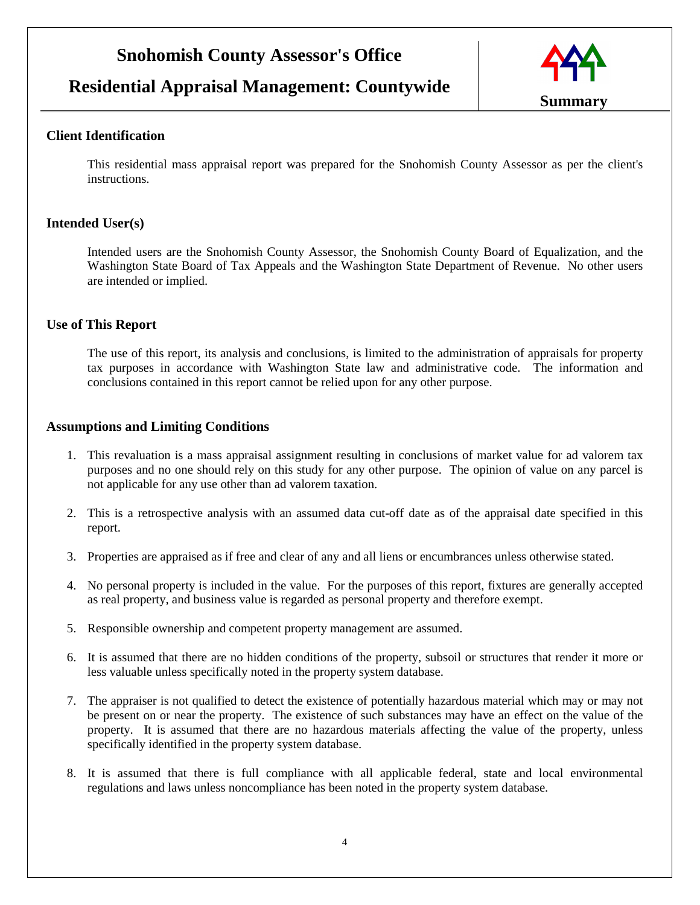## Client Identification

This residential mass appraisal report was prepared for the Snohomish County Assessor as per the client's instructions.

## Intended User(s)

Intended users are the Snohomish County Assessor, the Snohomish County Board of Equalization, and the Washington State Board of Tax Appeals and the Washington State Department of Revenue. No other users are intended or implied.

## Use of This Report

The use of this report, its analysis and conclusions, is limited to the administration of appraisals for property tax purposes in accordance with Washington State law and administrative code. The information and conclusions contained in this report cannot be relied upon for any other purpose.

## Assumptions and Limiting Conditions

1. This revaluation is a mass appraisal assignment resulting in conclusions of market value for ad valorem tax purposes and no one should rely on this study for any other purpose. The opinion of value on any parcel is not applicable for any use other than ad valorem taxation.

2. This is a retrospective analysis with an assumed data cut-off date as of the appraisal date specified in this report.

3. Properties are appraised as if free and clear of any and all liens or encumbrances unless otherwise stated.

4. No personal property is included in the value. For the purposes of this report, fixtures are generally accepted as real property, and business value is regarded as personal property and therefore exempt.

5. Responsible ownership and competent property management are assumed.

6. It is assumed that there are no hidden conditions of the property, subsoil or structures that render it more or less valuable unless specifically noted in the property system database.

7. The appraiser is not qualified to detect the existence of potentially hazardous material which may or may not be present on or near the property. The existence of such substances may have an effect on the value of the property. It is assumed that there are no hazardous materials affecting the value of the property, unless specifically identified in the property system database.

8. It is assumed that there is full compliance with all applicable federal, state and local environmental regulations and laws unless noncompliance has been noted in the property system database.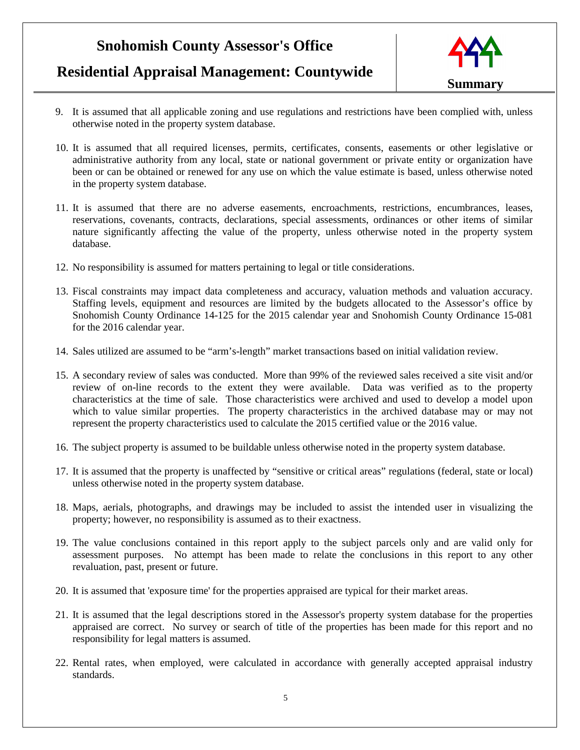9. It is assumed that all applicable zoning and use regulations and restrictions have been complied with, unless otherwise noted in the property system database.

10. It is assumed that all required licenses, permits, certificates, consents, easements or other legislative or administrative authority from any local, state or national government or private entity or organization have been or can be obtained or renewed for any use on which the value estimate is based, unless otherwise noted in the property system database.

11. It is assumed that there are no adverse easements, encroachments, restrictions, encumbrances, leases, reservations, covenants, contracts, declarations, special assessments, ordinances or other items of similar nature significantly affecting the value of the property, unless otherwise noted in the property system database.

12. No responsibility is assumed for matters pertaining to legal or title considerations.

13. Fiscal constraints may impact data completeness and accuracy, valuation methods and valuation accuracy. Staffing levels, equipment and resources are limited by the budgets allocated to the Assessor's office by Snohomish County Ordinance 14-125 for the 2015 calendar year and Snohomish County Ordinance 15-081 for the 2016 calendar year.

14. Sales utilized are assumed to be "arm's-length" market transactions based on initial validation review.

15. A secondary review of sales was conducted. More than 99% of the reviewed sales received a site visit and/or review of on-line records to the extent they were available. Data was verified as to the property characteristics at the time of sale. Those characteristics were archived and used to develop a model upon which to value similar properties. The property characteristics in the archived database may or may not represent the property characteristics used to calculate the 2015 certified value or the 2016 value.

16. The subject property is assumed to be buildable unless otherwise noted in the property system database.

17. It is assumed that the property is unaffected by "sensitive or critical areas" regulations (federal, state or local) unless otherwise noted in the property system database.

18. Maps, aerials, photographs, and drawings may be included to assist the intended user in visualizing the property; however, no responsibility is assumed as to their exactness.

19. The value conclusions contained in this report apply to the subject parcels only and are valid only for assessment purposes. No attempt has been made to relate the conclusions in this report to any other revaluation, past, present or future.

20. It is assumed that 'exposure time' for the properties appraised are typical for their market areas.

21. It is assumed that the legal descriptions stored in the Assessor's property system database for the properties appraised are correct. No survey or search of title of the properties has been made for this report and no responsibility for legal matters is assumed.

22. Rental rates, when employed, were calculated in accordance with generally accepted appraisal industry standards.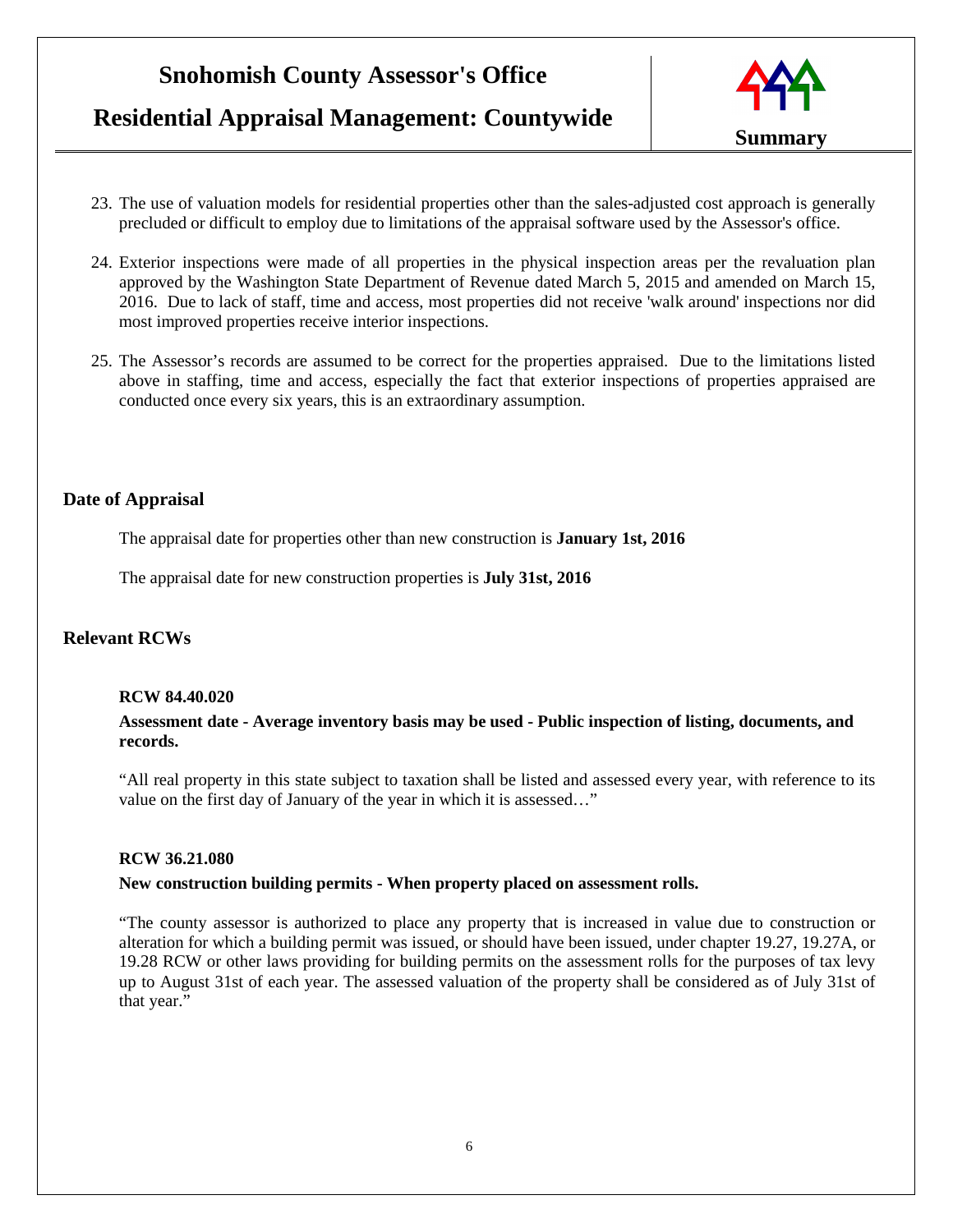23. The use of valuation models for residential properties other than the sales-adjusted cost approach is generally precluded or difficult to employ due to limitations of the appraisal software used by the Assessor's office.

24. Exterior inspections were made of all properties in the physical inspection areas per the revaluation plan approved by the Washington State Department of Revenue dated March 5, 2015 and amended on March 15, 2016. Due to lack of staff, time and access, most properties did not receive 'walk around' inspections nor did most improved properties receive interior inspections.

25. The Assessor's records are assumed to be correct for the properties appraised. Due to the limitations listed above in staffing, time and access, especially the fact that exterior inspections of properties appraised are conducted once every six years, this is an extraordinary assumption.

## Date of Appraisal

The appraisal date for properties other than new construction is **January 1st, 2016**

The appraisal date for new construction properties is **July 31st, 2016**

## Relevant RCWs

**RCW 84.40.020**

**Assessment date - Average inventory basis may be used - Public inspection of listing, documents, and records.**

"All real property in this state subject to taxation shall be listed and assessed every year, with reference to its value on the first day of January of the year in which it is assessed…"

**RCW 36.21.080**

**New construction building permits - When property placed on assessment rolls.**

"The county assessor is authorized to place any property that is increased in value due to construction or alteration for which a building permit was issued, or should have been issued, under chapter 19.27, 19.27A, or 19.28 RCW or other laws providing for building permits on the assessment rolls for the purposes of tax levy up to August 31st of each year. The assessed valuation of the property shall be considered as of July 31st of that year."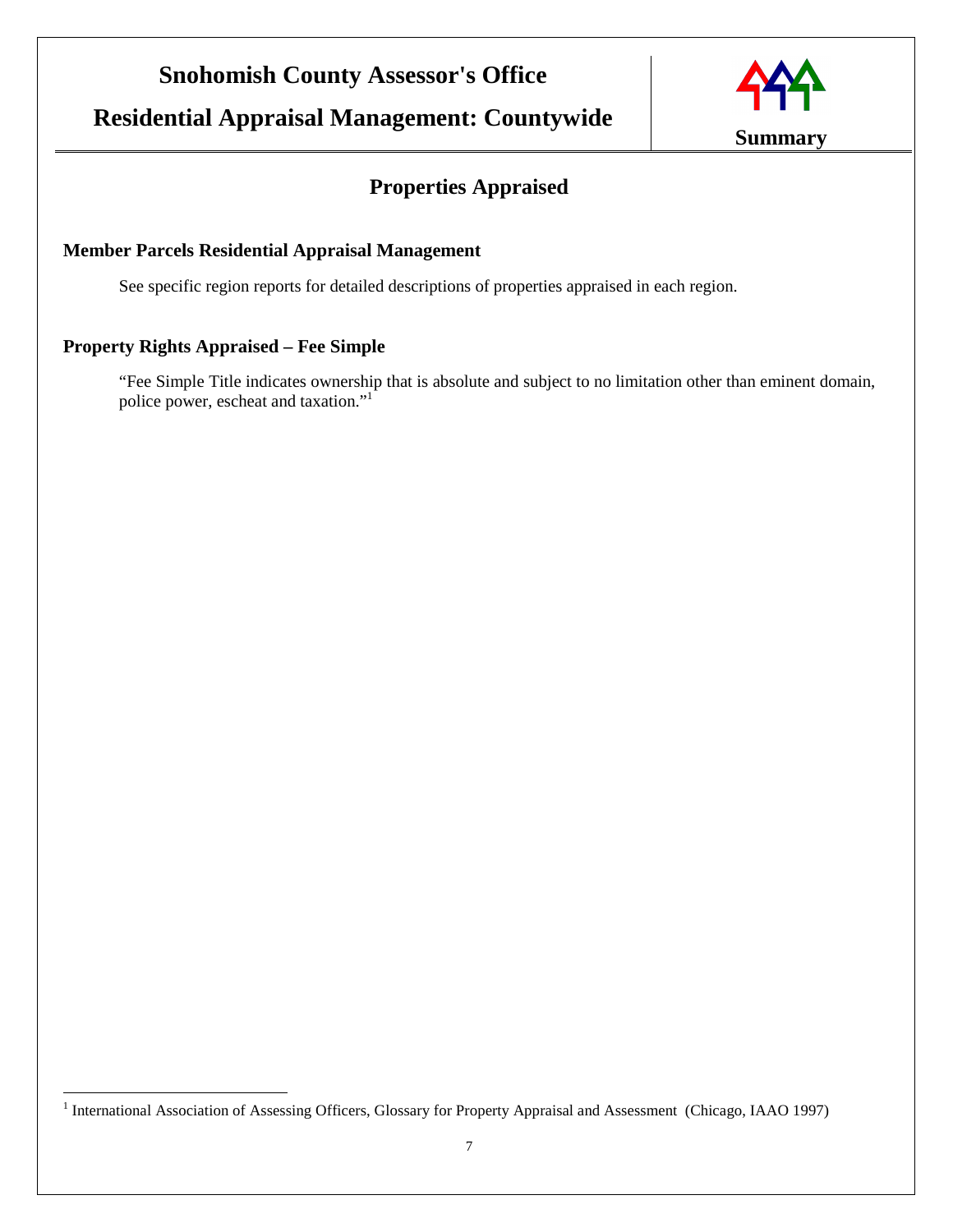## Properties Appraised

### Member Parcels Residential Appraisal Management

See specific region reports for detailed descriptions of properties appraised in each region.

### Property Rights Appraised – Fee Simple

"Fee Simple Title indicates ownership that is absolute and subject to no limitation other than eminent domain, police power, escheat and taxation."[1]

[1] International Association of Assessing Officers, Glossary for Property Appraisal and Assessment (Chicago, IAAO 1997)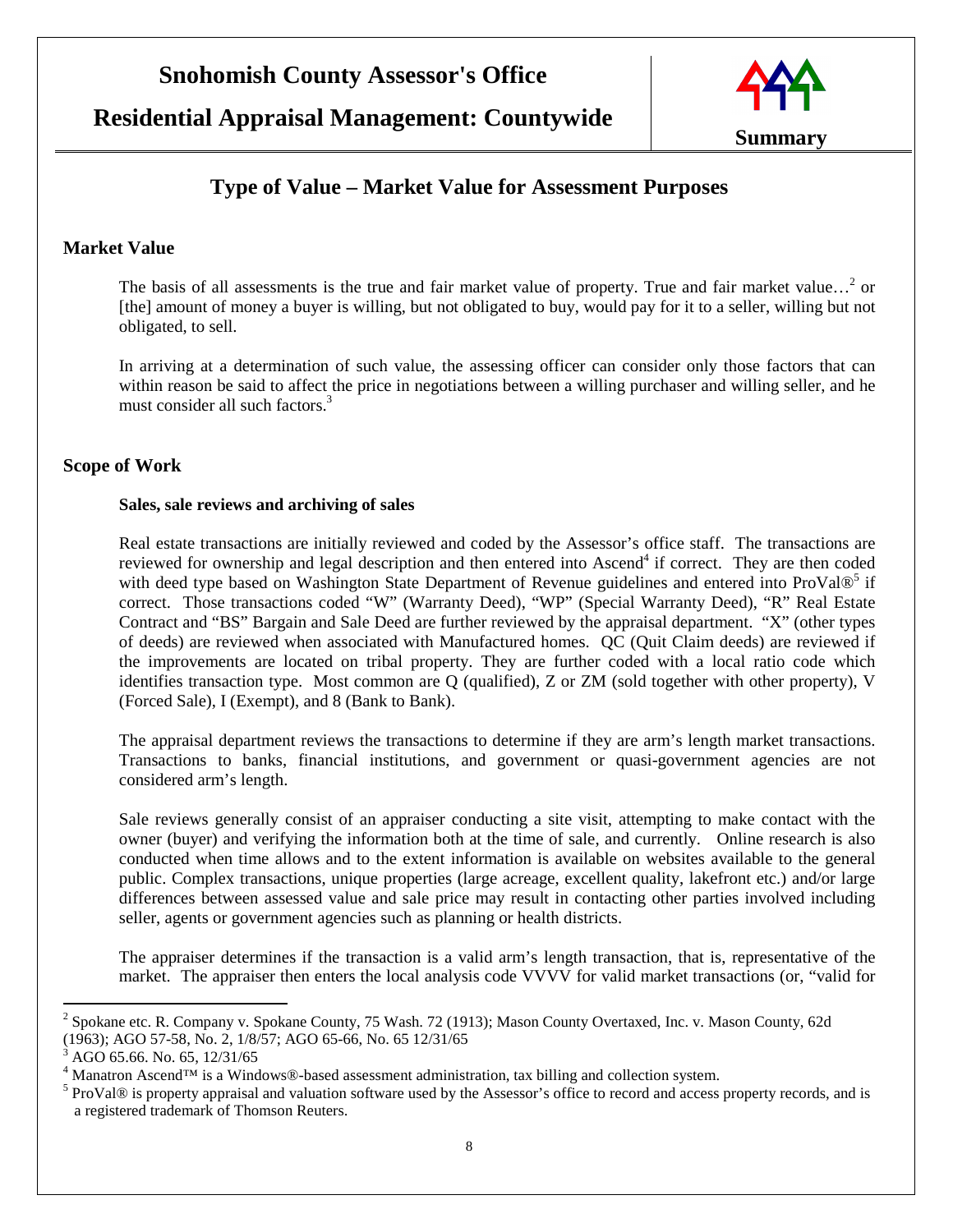# Type of Value – Market Value for Assessment Purposes

## Market Value

The basis of all assessments is the true and fair market value of property. True and fair market value…[2] or [the] amount of money a buyer is willing, but not obligated to buy, would pay for it to a seller, willing but not obligated, to sell.

In arriving at a determination of such value, the assessing officer can consider only those factors that can within reason be said to affect the price in negotiations between a willing purchaser and willing seller, and he must consider all such factors.[3]

## Scope of Work

### Sales, sale reviews and archiving of sales

Real estate transactions are initially reviewed and coded by the Assessor's office staff. The transactions are reviewed for ownership and legal description and then entered into Ascend[4] if correct. They are then coded with deed type based on Washington State Department of Revenue guidelines and entered into ProVal®[5] if correct. Those transactions coded "W" (Warranty Deed), "WP" (Special Warranty Deed), "R" Real Estate Contract and "BS" Bargain and Sale Deed are further reviewed by the appraisal department. "X" (other types of deeds) are reviewed when associated with Manufactured homes. QC (Quit Claim deeds) are reviewed if the improvements are located on tribal property. They are further coded with a local ratio code which identifies transaction type. Most common are Q (qualified), Z or ZM (sold together with other property), V (Forced Sale), I (Exempt), and 8 (Bank to Bank).

The appraisal department reviews the transactions to determine if they are arm's length market transactions. Transactions to banks, financial institutions, and government or quasi-government agencies are not considered arm's length.

Sale reviews generally consist of an appraiser conducting a site visit, attempting to make contact with the owner (buyer) and verifying the information both at the time of sale, and currently. Online research is also conducted when time allows and to the extent information is available on websites available to the general public. Complex transactions, unique properties (large acreage, excellent quality, lakefront etc.) and/or large differences between assessed value and sale price may result in contacting other parties involved including seller, agents or government agencies such as planning or health districts.

The appraiser determines if the transaction is a valid arm's length transaction, that is, representative of the market. The appraiser then enters the local analysis code VVVV for valid market transactions (or, "valid for

---

[2] Spokane etc. R. Company v. Spokane County, 75 Wash. 72 (1913); Mason County Overtaxed, Inc. v. Mason County, 62d (1963); AGO 57-58, No. 2, 1/8/57; AGO 65-66, No. 65 12/31/65

[3] AGO 65.66. No. 65, 12/31/65

[4] Manatron Ascend™ is a Windows®-based assessment administration, tax billing and collection system.

[5] ProVal® is property appraisal and valuation software used by the Assessor's office to record and access property records, and is a registered trademark of Thomson Reuters.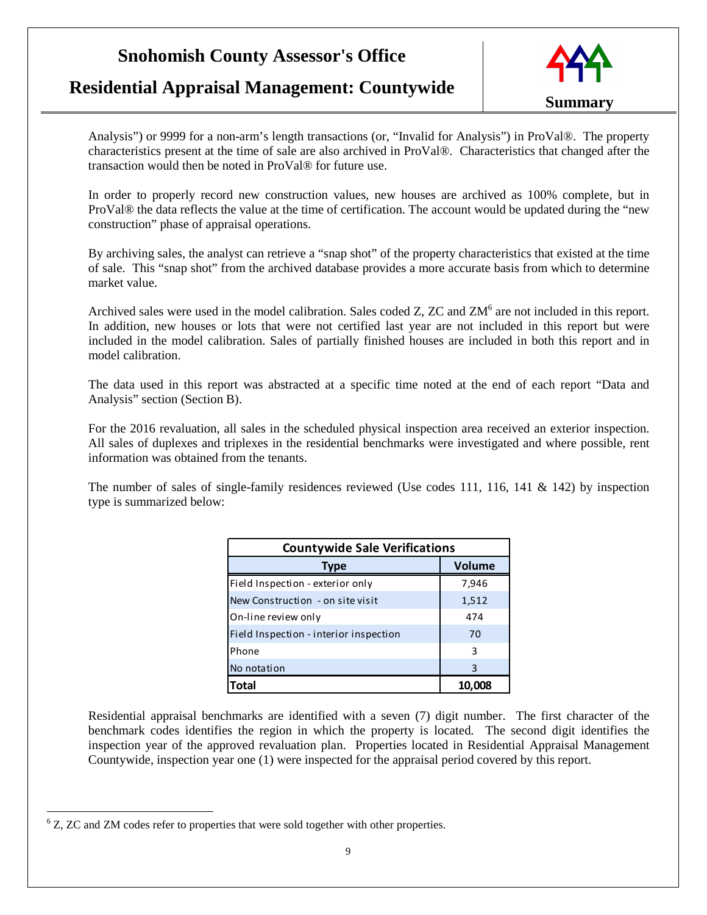Analysis") or 9999 for a non-arm's length transactions (or, "Invalid for Analysis") in ProVal®. The property characteristics present at the time of sale are also archived in ProVal®. Characteristics that changed after the transaction would then be noted in ProVal® for future use.

In order to properly record new construction values, new houses are archived as 100% complete, but in ProVal® the data reflects the value at the time of certification. The account would be updated during the "new construction" phase of appraisal operations.

By archiving sales, the analyst can retrieve a "snap shot" of the property characteristics that existed at the time of sale. This "snap shot" from the archived database provides a more accurate basis from which to determine market value.

Archived sales were used in the model calibration. Sales coded Z, ZC and ZM[6] are not included in this report. In addition, new houses or lots that were not certified last year are not included in this report but were included in the model calibration. Sales of partially finished houses are included in both this report and in model calibration.

The data used in this report was abstracted at a specific time noted at the end of each report "Data and Analysis" section (Section B).

For the 2016 revaluation, all sales in the scheduled physical inspection area received an exterior inspection. All sales of duplexes and triplexes in the residential benchmarks were investigated and where possible, rent information was obtained from the tenants.

The number of sales of single-family residences reviewed (Use codes 111, 116, 141 & 142) by inspection type is summarized below:

| Countywide Sale Verifications | |
|---|---|
| **Type** | **Volume** |
| Field Inspection - exterior only | 7,946 |
| New Construction - on site visit | 1,512 |
| On-line review only | 474 |
| Field Inspection - interior inspection | 70 |
| Phone | 3 |
| No notation | 3 |
| **Total** | **10,008** |

Residential appraisal benchmarks are identified with a seven (7) digit number. The first character of the benchmark codes identifies the region in which the property is located. The second digit identifies the inspection year of the approved revaluation plan. Properties located in Residential Appraisal Management Countywide, inspection year one (1) were inspected for the appraisal period covered by this report.

[6] Z, ZC and ZM codes refer to properties that were sold together with other properties.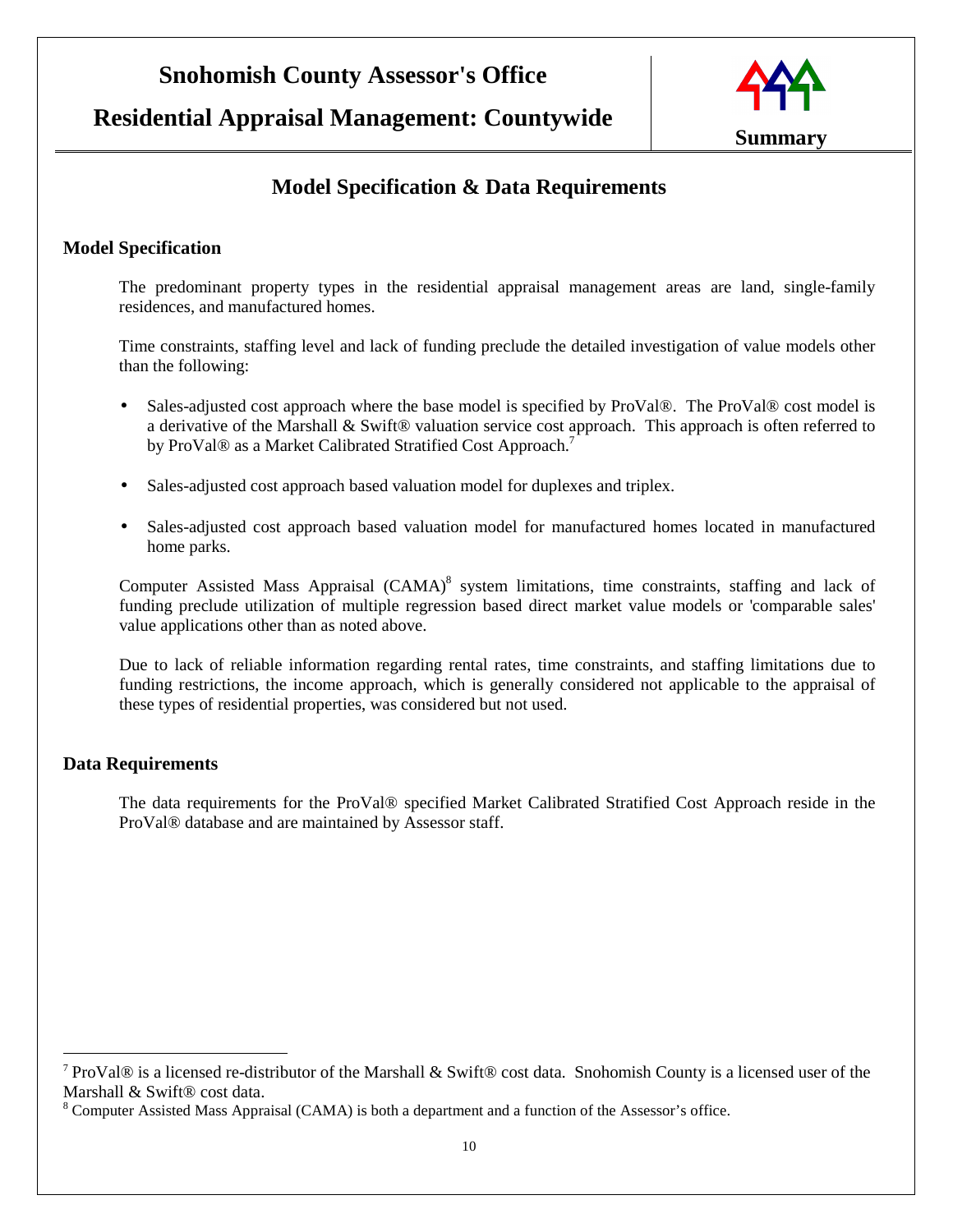## Model Specification & Data Requirements

### Model Specification

The predominant property types in the residential appraisal management areas are land, single-family residences, and manufactured homes.

Time constraints, staffing level and lack of funding preclude the detailed investigation of value models other than the following:

- Sales-adjusted cost approach where the base model is specified by ProVal®. The ProVal® cost model is a derivative of the Marshall & Swift® valuation service cost approach. This approach is often referred to by ProVal® as a Market Calibrated Stratified Cost Approach.[7]
- Sales-adjusted cost approach based valuation model for duplexes and triplex.
- Sales-adjusted cost approach based valuation model for manufactured homes located in manufactured home parks.

Computer Assisted Mass Appraisal (CAMA)[8] system limitations, time constraints, staffing and lack of funding preclude utilization of multiple regression based direct market value models or 'comparable sales' value applications other than as noted above.

Due to lack of reliable information regarding rental rates, time constraints, and staffing limitations due to funding restrictions, the income approach, which is generally considered not applicable to the appraisal of these types of residential properties, was considered but not used.

### Data Requirements

The data requirements for the ProVal® specified Market Calibrated Stratified Cost Approach reside in the ProVal® database and are maintained by Assessor staff.

---

[7] ProVal® is a licensed re-distributor of the Marshall & Swift® cost data. Snohomish County is a licensed user of the Marshall & Swift® cost data.

[8] Computer Assisted Mass Appraisal (CAMA) is both a department and a function of the Assessor's office.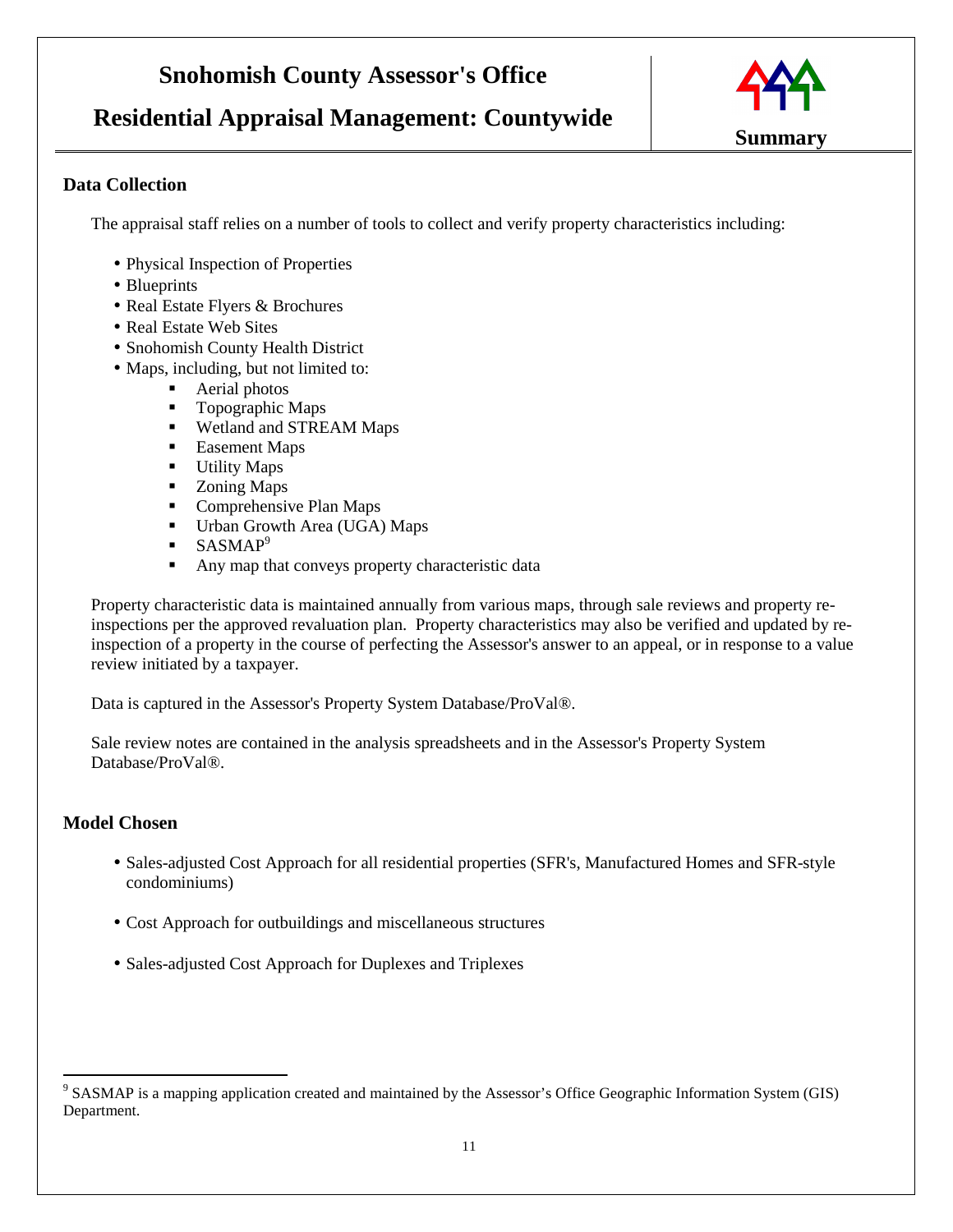## Data Collection

The appraisal staff relies on a number of tools to collect and verify property characteristics including:

- Physical Inspection of Properties
- Blueprints
- Real Estate Flyers & Brochures
- Real Estate Web Sites
- Snohomish County Health District
- Maps, including, but not limited to:
  - Aerial photos
  - Topographic Maps
  - Wetland and STREAM Maps
  - Easement Maps
  - Utility Maps
  - Zoning Maps
  - Comprehensive Plan Maps
  - Urban Growth Area (UGA) Maps
  - SASMAP[9]
  - Any map that conveys property characteristic data

Property characteristic data is maintained annually from various maps, through sale reviews and property re-inspections per the approved revaluation plan. Property characteristics may also be verified and updated by re-inspection of a property in the course of perfecting the Assessor's answer to an appeal, or in response to a value review initiated by a taxpayer.

Data is captured in the Assessor's Property System Database/ProVal®.

Sale review notes are contained in the analysis spreadsheets and in the Assessor's Property System Database/ProVal®.

## Model Chosen

- Sales-adjusted Cost Approach for all residential properties (SFR's, Manufactured Homes and SFR-style condominiums)

- Cost Approach for outbuildings and miscellaneous structures

- Sales-adjusted Cost Approach for Duplexes and Triplexes

---

[9] SASMAP is a mapping application created and maintained by the Assessor's Office Geographic Information System (GIS) Department.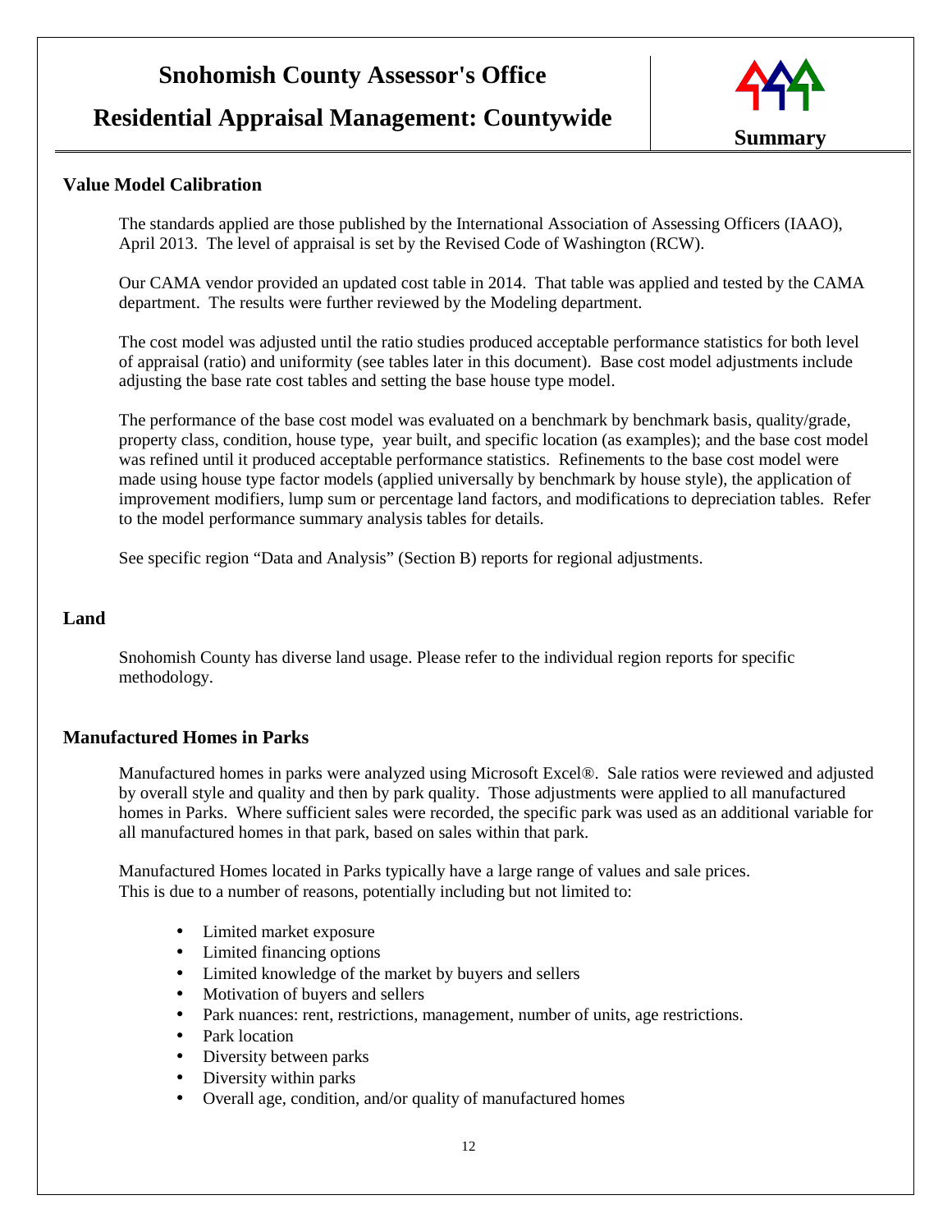## Value Model Calibration

The standards applied are those published by the International Association of Assessing Officers (IAAO), April 2013. The level of appraisal is set by the Revised Code of Washington (RCW).

Our CAMA vendor provided an updated cost table in 2014. That table was applied and tested by the CAMA department. The results were further reviewed by the Modeling department.

The cost model was adjusted until the ratio studies produced acceptable performance statistics for both level of appraisal (ratio) and uniformity (see tables later in this document). Base cost model adjustments include adjusting the base rate cost tables and setting the base house type model.

The performance of the base cost model was evaluated on a benchmark by benchmark basis, quality/grade, property class, condition, house type, year built, and specific location (as examples); and the base cost model was refined until it produced acceptable performance statistics. Refinements to the base cost model were made using house type factor models (applied universally by benchmark by house style), the application of improvement modifiers, lump sum or percentage land factors, and modifications to depreciation tables. Refer to the model performance summary analysis tables for details.

See specific region "Data and Analysis" (Section B) reports for regional adjustments.

## Land

Snohomish County has diverse land usage. Please refer to the individual region reports for specific methodology.

## Manufactured Homes in Parks

Manufactured homes in parks were analyzed using Microsoft Excel®. Sale ratios were reviewed and adjusted by overall style and quality and then by park quality. Those adjustments were applied to all manufactured homes in Parks. Where sufficient sales were recorded, the specific park was used as an additional variable for all manufactured homes in that park, based on sales within that park.

Manufactured Homes located in Parks typically have a large range of values and sale prices. This is due to a number of reasons, potentially including but not limited to:

- Limited market exposure
- Limited financing options
- Limited knowledge of the market by buyers and sellers
- Motivation of buyers and sellers
- Park nuances: rent, restrictions, management, number of units, age restrictions.
- Park location
- Diversity between parks
- Diversity within parks
- Overall age, condition, and/or quality of manufactured homes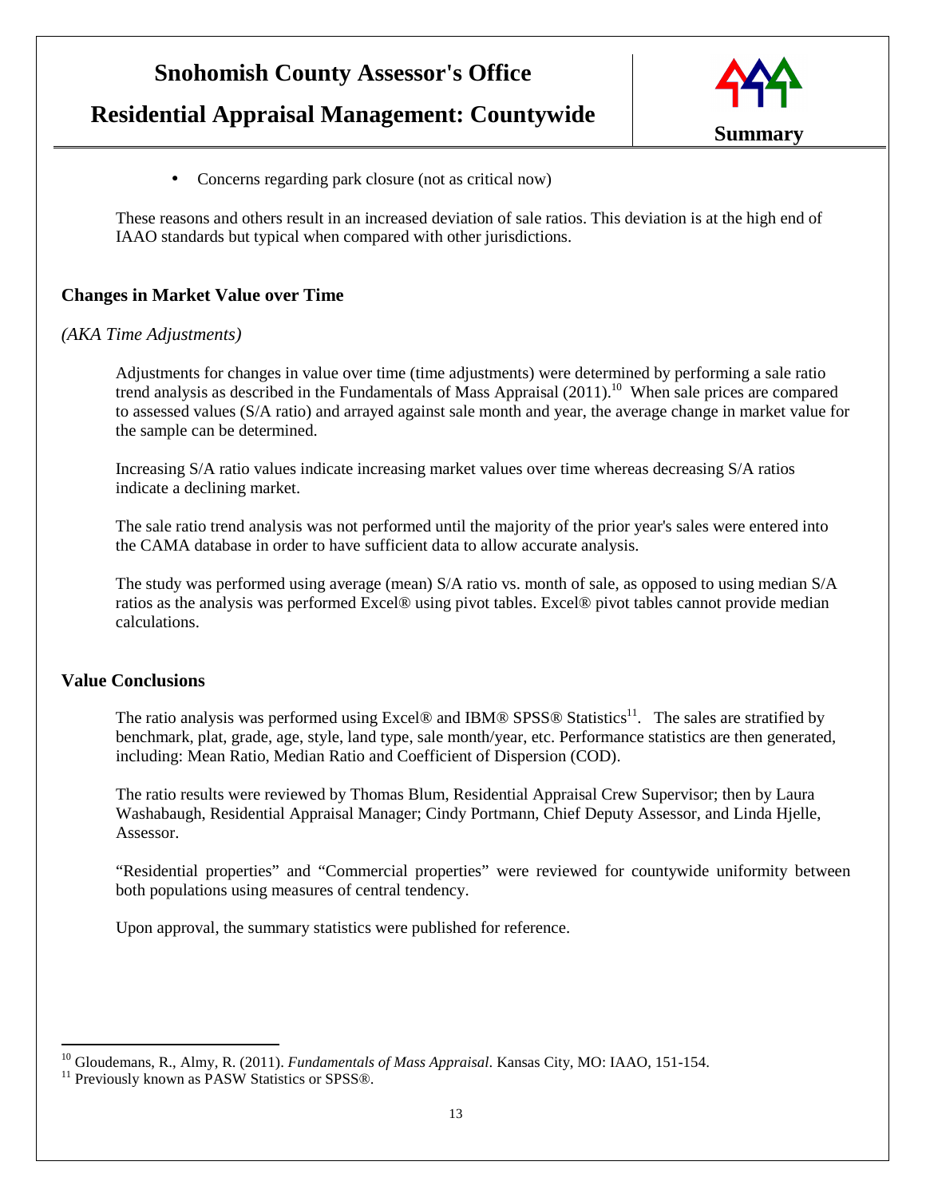- Concerns regarding park closure (not as critical now)

These reasons and others result in an increased deviation of sale ratios. This deviation is at the high end of IAAO standards but typical when compared with other jurisdictions.

## Changes in Market Value over Time

*(AKA Time Adjustments)*

Adjustments for changes in value over time (time adjustments) were determined by performing a sale ratio trend analysis as described in the Fundamentals of Mass Appraisal (2011).[10] When sale prices are compared to assessed values (S/A ratio) and arrayed against sale month and year, the average change in market value for the sample can be determined.

Increasing S/A ratio values indicate increasing market values over time whereas decreasing S/A ratios indicate a declining market.

The sale ratio trend analysis was not performed until the majority of the prior year's sales were entered into the CAMA database in order to have sufficient data to allow accurate analysis.

The study was performed using average (mean) S/A ratio vs. month of sale, as opposed to using median S/A ratios as the analysis was performed Excel® using pivot tables. Excel® pivot tables cannot provide median calculations.

## Value Conclusions

The ratio analysis was performed using Excel® and IBM® SPSS® Statistics[11]. The sales are stratified by benchmark, plat, grade, age, style, land type, sale month/year, etc. Performance statistics are then generated, including: Mean Ratio, Median Ratio and Coefficient of Dispersion (COD).

The ratio results were reviewed by Thomas Blum, Residential Appraisal Crew Supervisor; then by Laura Washabaugh, Residential Appraisal Manager; Cindy Portmann, Chief Deputy Assessor, and Linda Hjelle, Assessor.

"Residential properties" and "Commercial properties" were reviewed for countywide uniformity between both populations using measures of central tendency.

Upon approval, the summary statistics were published for reference.

---

[10] Gloudemans, R., Almy, R. (2011). *Fundamentals of Mass Appraisal*. Kansas City, MO: IAAO, 151-154.

[11] Previously known as PASW Statistics or SPSS®.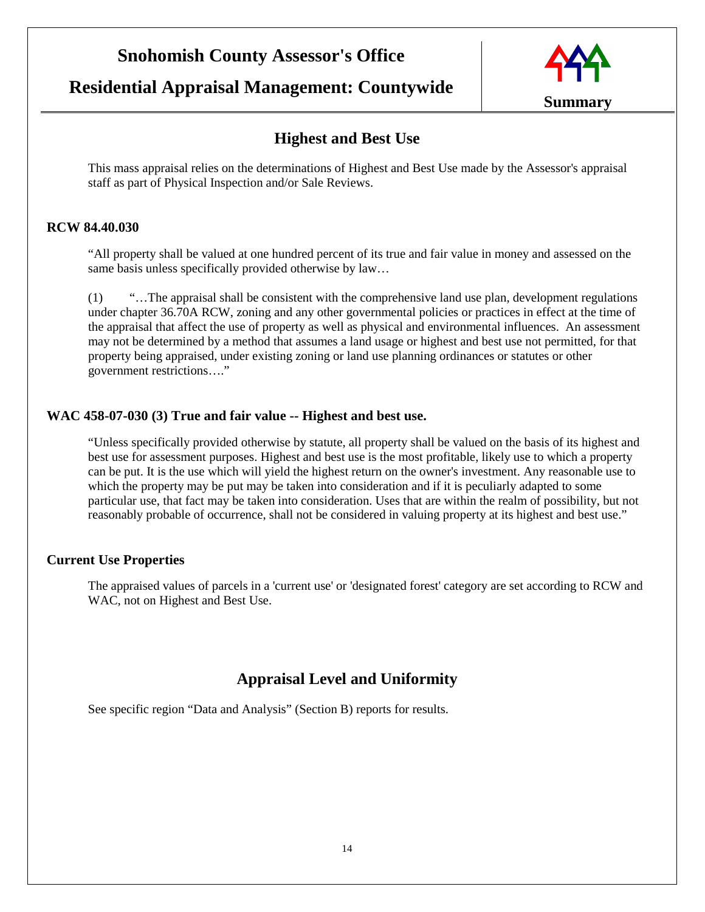## Highest and Best Use

This mass appraisal relies on the determinations of Highest and Best Use made by the Assessor's appraisal staff as part of Physical Inspection and/or Sale Reviews.

### RCW 84.40.030

"All property shall be valued at one hundred percent of its true and fair value in money and assessed on the same basis unless specifically provided otherwise by law…

(1) "…The appraisal shall be consistent with the comprehensive land use plan, development regulations under chapter 36.70A RCW, zoning and any other governmental policies or practices in effect at the time of the appraisal that affect the use of property as well as physical and environmental influences. An assessment may not be determined by a method that assumes a land usage or highest and best use not permitted, for that property being appraised, under existing zoning or land use planning ordinances or statutes or other government restrictions…."

### WAC 458-07-030 (3) True and fair value -- Highest and best use.

"Unless specifically provided otherwise by statute, all property shall be valued on the basis of its highest and best use for assessment purposes. Highest and best use is the most profitable, likely use to which a property can be put. It is the use which will yield the highest return on the owner's investment. Any reasonable use to which the property may be put may be taken into consideration and if it is peculiarly adapted to some particular use, that fact may be taken into consideration. Uses that are within the realm of possibility, but not reasonably probable of occurrence, shall not be considered in valuing property at its highest and best use."

### Current Use Properties

The appraised values of parcels in a 'current use' or 'designated forest' category are set according to RCW and WAC, not on Highest and Best Use.

## Appraisal Level and Uniformity

See specific region "Data and Analysis" (Section B) reports for results.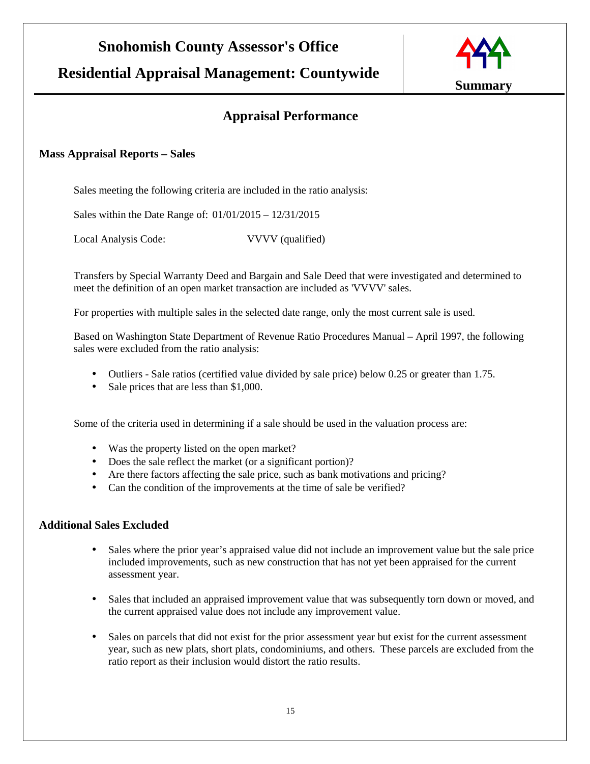## Appraisal Performance

### Mass Appraisal Reports – Sales

Sales meeting the following criteria are included in the ratio analysis:

Sales within the Date Range of: 01/01/2015 – 12/31/2015

Local Analysis Code: VVVV (qualified)

Transfers by Special Warranty Deed and Bargain and Sale Deed that were investigated and determined to meet the definition of an open market transaction are included as 'VVVV' sales.

For properties with multiple sales in the selected date range, only the most current sale is used.

Based on Washington State Department of Revenue Ratio Procedures Manual – April 1997, the following sales were excluded from the ratio analysis:

- Outliers - Sale ratios (certified value divided by sale price) below 0.25 or greater than 1.75.
- Sale prices that are less than $1,000.

Some of the criteria used in determining if a sale should be used in the valuation process are:

- Was the property listed on the open market?
- Does the sale reflect the market (or a significant portion)?
- Are there factors affecting the sale price, such as bank motivations and pricing?
- Can the condition of the improvements at the time of sale be verified?

### Additional Sales Excluded

- Sales where the prior year's appraised value did not include an improvement value but the sale price included improvements, such as new construction that has not yet been appraised for the current assessment year.
- Sales that included an appraised improvement value that was subsequently torn down or moved, and the current appraised value does not include any improvement value.
- Sales on parcels that did not exist for the prior assessment year but exist for the current assessment year, such as new plats, short plats, condominiums, and others. These parcels are excluded from the ratio report as their inclusion would distort the ratio results.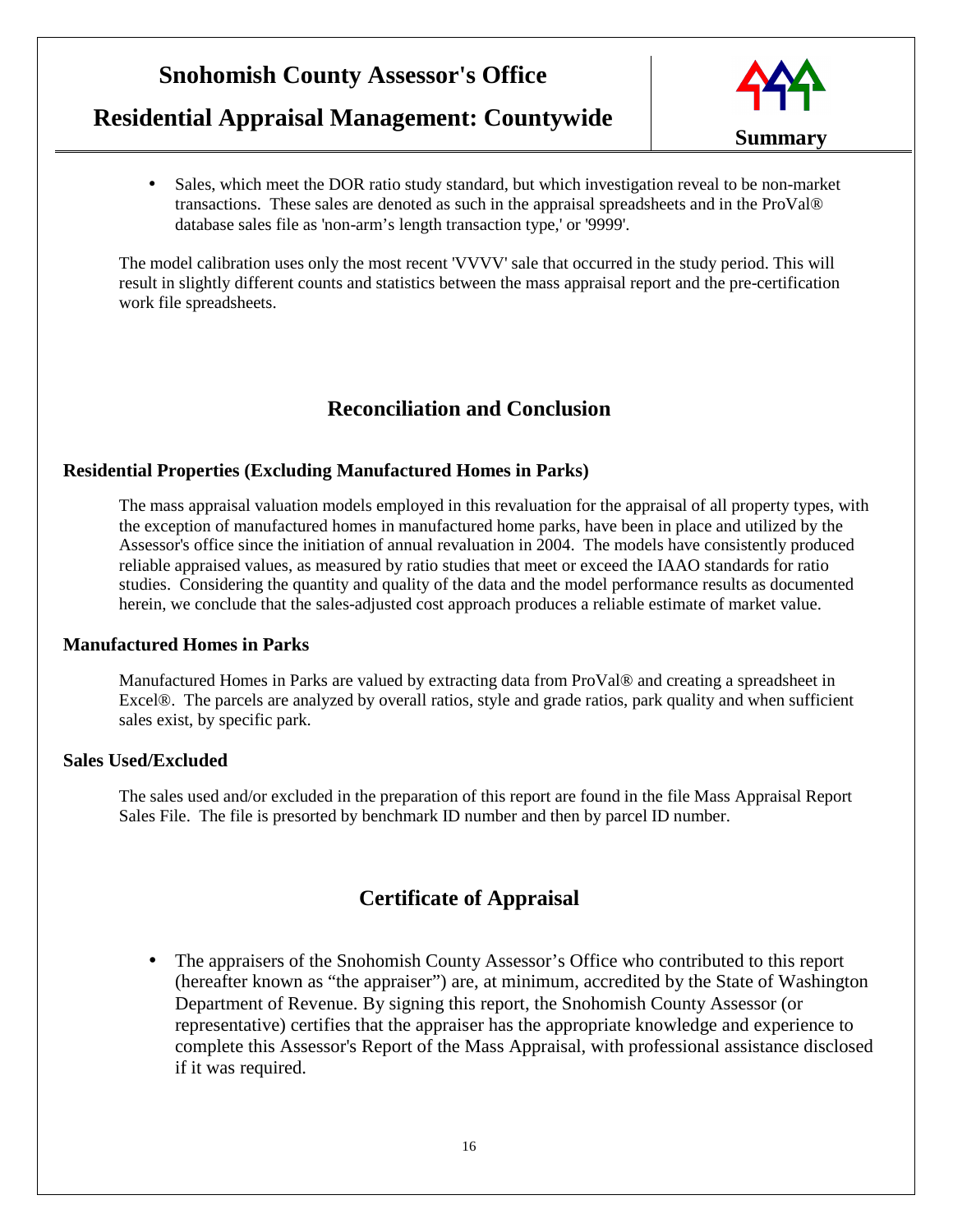- Sales, which meet the DOR ratio study standard, but which investigation reveal to be non-market transactions. These sales are denoted as such in the appraisal spreadsheets and in the ProVal® database sales file as 'non-arm's length transaction type,' or '9999'.

The model calibration uses only the most recent 'VVVV' sale that occurred in the study period. This will result in slightly different counts and statistics between the mass appraisal report and the pre-certification work file spreadsheets.

## Reconciliation and Conclusion

### Residential Properties (Excluding Manufactured Homes in Parks)

The mass appraisal valuation models employed in this revaluation for the appraisal of all property types, with the exception of manufactured homes in manufactured home parks, have been in place and utilized by the Assessor's office since the initiation of annual revaluation in 2004. The models have consistently produced reliable appraised values, as measured by ratio studies that meet or exceed the IAAO standards for ratio studies. Considering the quantity and quality of the data and the model performance results as documented herein, we conclude that the sales-adjusted cost approach produces a reliable estimate of market value.

### Manufactured Homes in Parks

Manufactured Homes in Parks are valued by extracting data from ProVal® and creating a spreadsheet in Excel®. The parcels are analyzed by overall ratios, style and grade ratios, park quality and when sufficient sales exist, by specific park.

### Sales Used/Excluded

The sales used and/or excluded in the preparation of this report are found in the file Mass Appraisal Report Sales File. The file is presorted by benchmark ID number and then by parcel ID number.

## Certificate of Appraisal

- The appraisers of the Snohomish County Assessor's Office who contributed to this report (hereafter known as "the appraiser") are, at minimum, accredited by the State of Washington Department of Revenue. By signing this report, the Snohomish County Assessor (or representative) certifies that the appraiser has the appropriate knowledge and experience to complete this Assessor's Report of the Mass Appraisal, with professional assistance disclosed if it was required.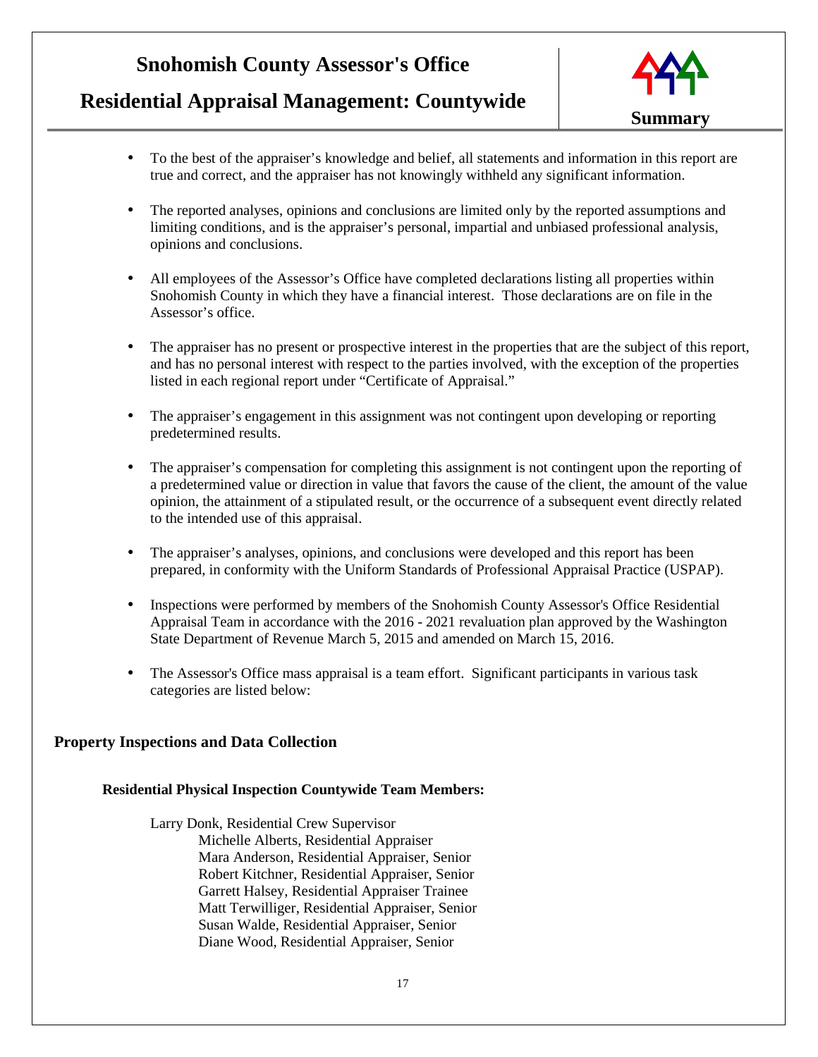- To the best of the appraiser's knowledge and belief, all statements and information in this report are true and correct, and the appraiser has not knowingly withheld any significant information.

- The reported analyses, opinions and conclusions are limited only by the reported assumptions and limiting conditions, and is the appraiser's personal, impartial and unbiased professional analysis, opinions and conclusions.

- All employees of the Assessor's Office have completed declarations listing all properties within Snohomish County in which they have a financial interest. Those declarations are on file in the Assessor's office.

- The appraiser has no present or prospective interest in the properties that are the subject of this report, and has no personal interest with respect to the parties involved, with the exception of the properties listed in each regional report under "Certificate of Appraisal."

- The appraiser's engagement in this assignment was not contingent upon developing or reporting predetermined results.

- The appraiser's compensation for completing this assignment is not contingent upon the reporting of a predetermined value or direction in value that favors the cause of the client, the amount of the value opinion, the attainment of a stipulated result, or the occurrence of a subsequent event directly related to the intended use of this appraisal.

- The appraiser's analyses, opinions, and conclusions were developed and this report has been prepared, in conformity with the Uniform Standards of Professional Appraisal Practice (USPAP).

- Inspections were performed by members of the Snohomish County Assessor's Office Residential Appraisal Team in accordance with the 2016 - 2021 revaluation plan approved by the Washington State Department of Revenue March 5, 2015 and amended on March 15, 2016.

- The Assessor's Office mass appraisal is a team effort. Significant participants in various task categories are listed below:

## Property Inspections and Data Collection

### Residential Physical Inspection Countywide Team Members:

Larry Donk, Residential Crew Supervisor

- Michelle Alberts, Residential Appraiser
- Mara Anderson, Residential Appraiser, Senior
- Robert Kitchner, Residential Appraiser, Senior
- Garrett Halsey, Residential Appraiser Trainee
- Matt Terwilliger, Residential Appraiser, Senior
- Susan Walde, Residential Appraiser, Senior
- Diane Wood, Residential Appraiser, Senior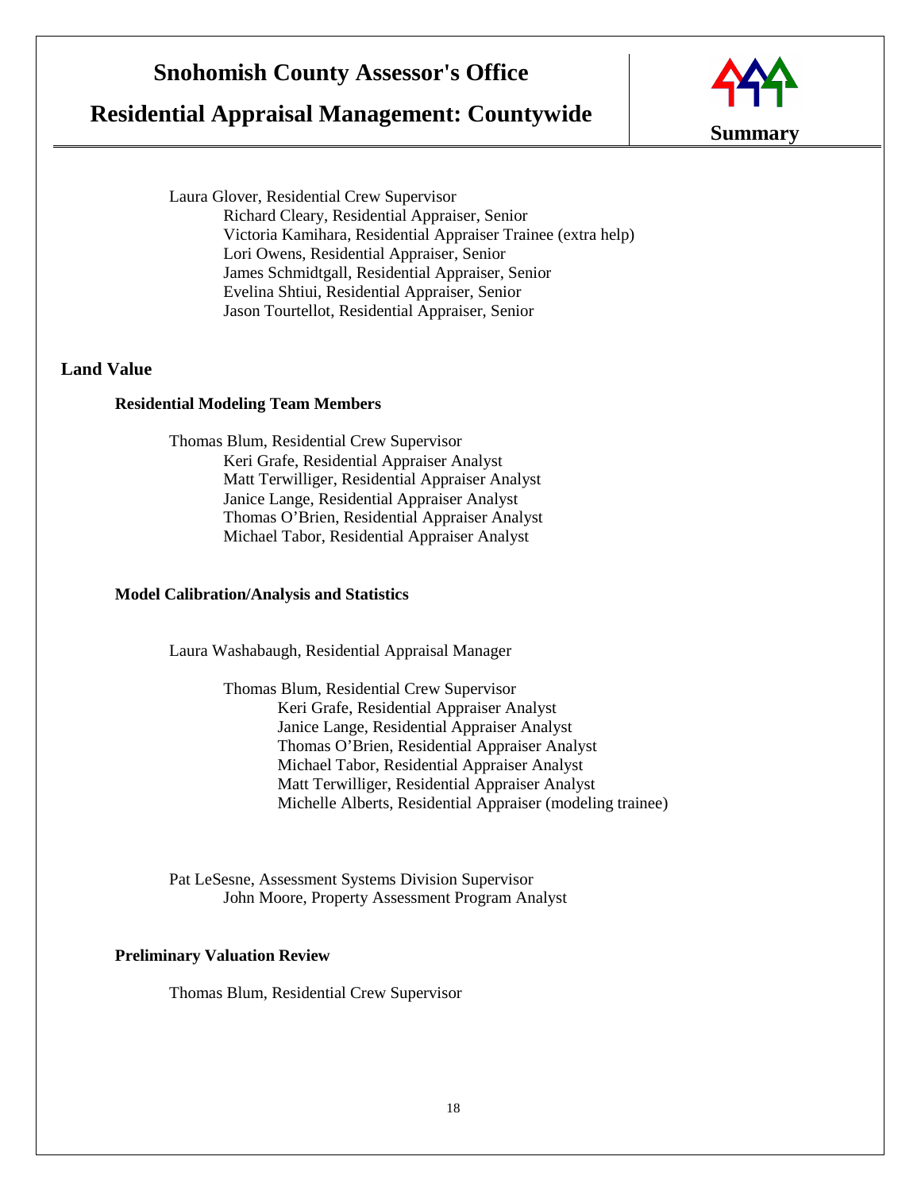Laura Glover, Residential Crew Supervisor

- Richard Cleary, Residential Appraiser, Senior
- Victoria Kamihara, Residential Appraiser Trainee (extra help)
- Lori Owens, Residential Appraiser, Senior
- James Schmidtgall, Residential Appraiser, Senior
- Evelina Shtiui, Residential Appraiser, Senior
- Jason Tourtellot, Residential Appraiser, Senior

## Land Value

### Residential Modeling Team Members

Thomas Blum, Residential Crew Supervisor

- Keri Grafe, Residential Appraiser Analyst
- Matt Terwilliger, Residential Appraiser Analyst
- Janice Lange, Residential Appraiser Analyst
- Thomas O'Brien, Residential Appraiser Analyst
- Michael Tabor, Residential Appraiser Analyst

### Model Calibration/Analysis and Statistics

Laura Washabaugh, Residential Appraisal Manager

- Thomas Blum, Residential Crew Supervisor
  - Keri Grafe, Residential Appraiser Analyst
  - Janice Lange, Residential Appraiser Analyst
  - Thomas O'Brien, Residential Appraiser Analyst
  - Michael Tabor, Residential Appraiser Analyst
  - Matt Terwilliger, Residential Appraiser Analyst
  - Michelle Alberts, Residential Appraiser (modeling trainee)

Pat LeSesne, Assessment Systems Division Supervisor

- John Moore, Property Assessment Program Analyst

### Preliminary Valuation Review

Thomas Blum, Residential Crew Supervisor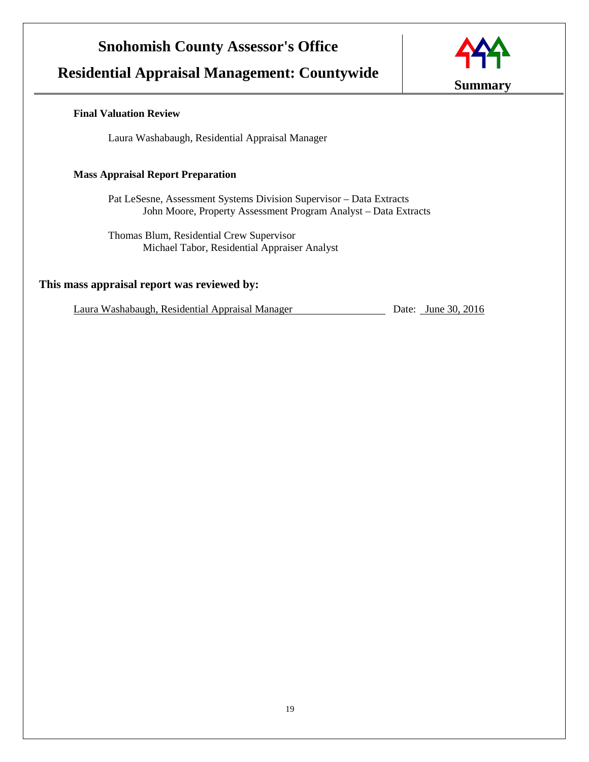**Final Valuation Review**

Laura Washabaugh, Residential Appraisal Manager

**Mass Appraisal Report Preparation**

Pat LeSesne, Assessment Systems Division Supervisor – Data Extracts
John Moore, Property Assessment Program Analyst – Data Extracts

Thomas Blum, Residential Crew Supervisor
Michael Tabor, Residential Appraiser Analyst

**This mass appraisal report was reviewed by:**

Laura Washabaugh, Residential Appraisal Manager Date: June 30, 2016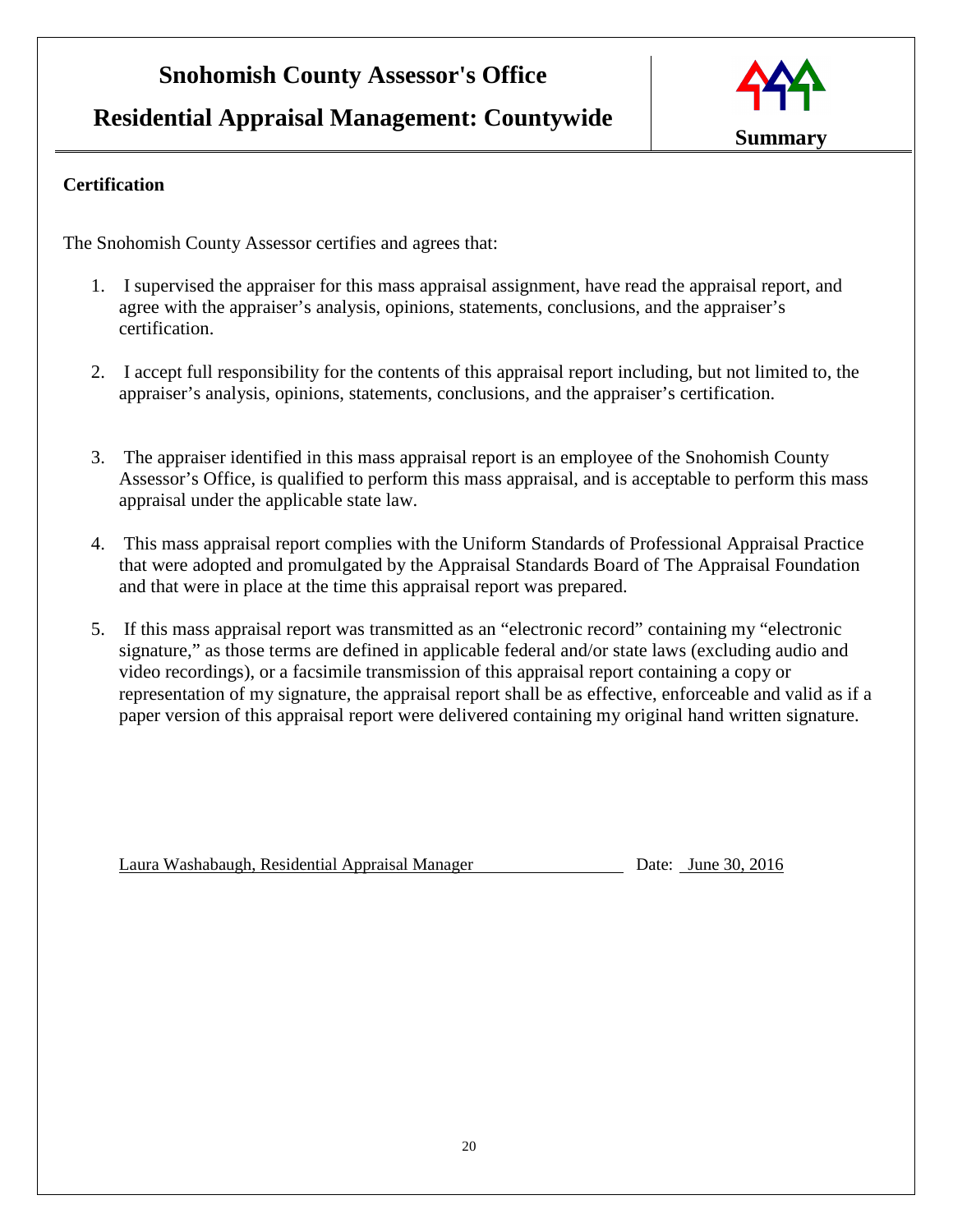# Snohomish County Assessor's Office

## Residential Appraisal Management: Countywide

**Summary**

### Certification

The Snohomish County Assessor certifies and agrees that:

1. I supervised the appraiser for this mass appraisal assignment, have read the appraisal report, and agree with the appraiser's analysis, opinions, statements, conclusions, and the appraiser's certification.

2. I accept full responsibility for the contents of this appraisal report including, but not limited to, the appraiser's analysis, opinions, statements, conclusions, and the appraiser's certification.

3. The appraiser identified in this mass appraisal report is an employee of the Snohomish County Assessor's Office, is qualified to perform this mass appraisal, and is acceptable to perform this mass appraisal under the applicable state law.

4. This mass appraisal report complies with the Uniform Standards of Professional Appraisal Practice that were adopted and promulgated by the Appraisal Standards Board of The Appraisal Foundation and that were in place at the time this appraisal report was prepared.

5. If this mass appraisal report was transmitted as an "electronic record" containing my "electronic signature," as those terms are defined in applicable federal and/or state laws (excluding audio and video recordings), or a facsimile transmission of this appraisal report containing a copy or representation of my signature, the appraisal report shall be as effective, enforceable and valid as if a paper version of this appraisal report were delivered containing my original hand written signature.

Laura Washabaugh, Residential Appraisal Manager    Date: June 30, 2016